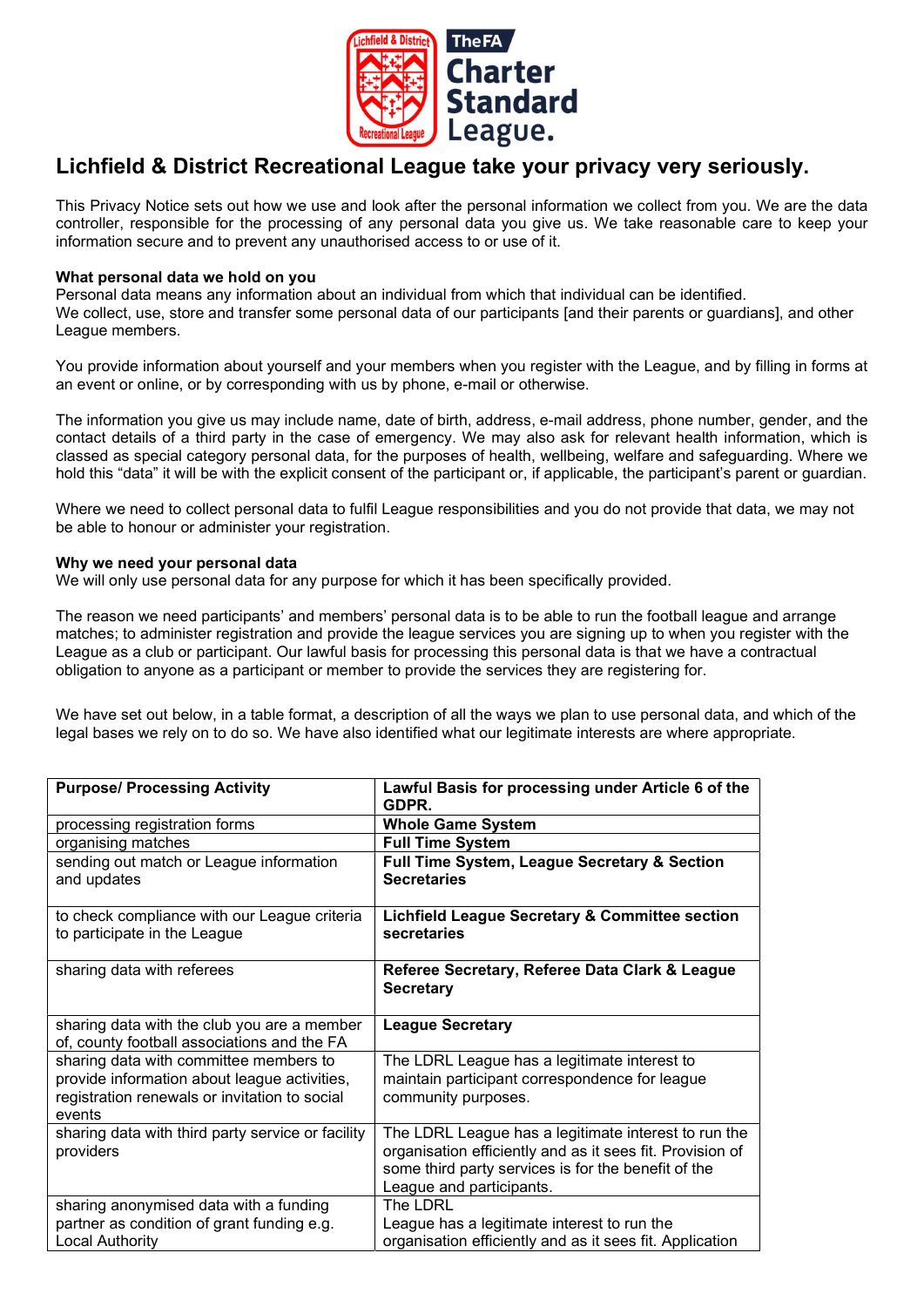# Lichfield & District Recreational League take your privacy very seriously.

This Privacy Notice sets out how we use and look after the personal information we collect from you. We are the data controller, responsible for the processing of any personal data you give us. We take reasonable care to keep your information secure and to prevent any unauthorised access to or use of it.

**What personal data we hold on you**
Personal data means any information about an individual from which that individual can be identified.
We collect, use, store and transfer some personal data of our participants [and their parents or guardians], and other League members.

You provide information about yourself and your members when you register with the League, and by filling in forms at an event or online, or by corresponding with us by phone, e-mail or otherwise.

The information you give us may include name, date of birth, address, e-mail address, phone number, gender, and the contact details of a third party in the case of emergency. We may also ask for relevant health information, which is classed as special category personal data, for the purposes of health, wellbeing, welfare and safeguarding. Where we hold this "data" it will be with the explicit consent of the participant or, if applicable, the participant's parent or guardian.

Where we need to collect personal data to fulfil League responsibilities and you do not provide that data, we may not be able to honour or administer your registration.

**Why we need your personal data**
We will only use personal data for any purpose for which it has been specifically provided.

The reason we need participants' and members' personal data is to be able to run the football league and arrange matches; to administer registration and provide the league services you are signing up to when you register with the League as a club or participant. Our lawful basis for processing this personal data is that we have a contractual obligation to anyone as a participant or member to provide the services they are registering for.

We have set out below, in a table format, a description of all the ways we plan to use personal data, and which of the legal bases we rely on to do so. We have also identified what our legitimate interests are where appropriate.

| **Purpose/ Processing Activity** | **Lawful Basis for processing under Article 6 of the GDPR.** |
|---|---|
| processing registration forms | **Whole Game System** |
| organising matches | **Full Time System** |
| sending out match or League information and updates | **Full Time System, League Secretary & Section Secretaries** |
| to check compliance with our League criteria to participate in the League | **Lichfield League Secretary & Committee section secretaries** |
| sharing data with referees | **Referee Secretary, Referee Data Clark & League Secretary** |
| sharing data with the club you are a member of, county football associations and the FA | **League Secretary** |
| sharing data with committee members to provide information about league activities, registration renewals or invitation to social events | The LDRL League has a legitimate interest to maintain participant correspondence for league community purposes. |
| sharing data with third party service or facility providers | The LDRL League has a legitimate interest to run the organisation efficiently and as it sees fit. Provision of some third party services is for the benefit of the League and participants. |
| sharing anonymised data with a funding partner as condition of grant funding e.g. Local Authority | The LDRL League has a legitimate interest to run the organisation efficiently and as it sees fit. Application |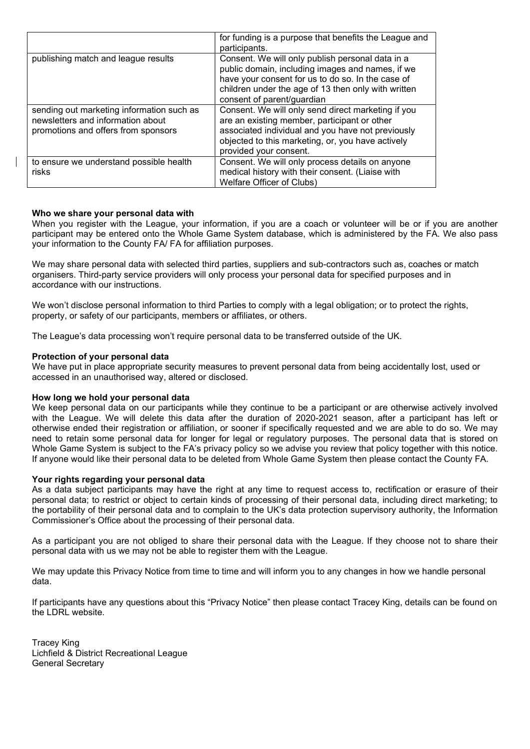| | |
|---|---|
| | for funding is a purpose that benefits the League and participants. |
| publishing match and league results | Consent. We will only publish personal data in a public domain, including images and names, if we have your consent for us to do so. In the case of children under the age of 13 then only with written consent of parent/guardian |
| sending out marketing information such as newsletters and information about promotions and offers from sponsors | Consent. We will only send direct marketing if you are an existing member, participant or other associated individual and you have not previously objected to this marketing, or, you have actively provided your consent. |
| to ensure we understand possible health risks | Consent. We will only process details on anyone medical history with their consent. (Liaise with Welfare Officer of Clubs) |

**Who we share your personal data with**

When you register with the League, your information, if you are a coach or volunteer will be or if you are another participant may be entered onto the Whole Game System database, which is administered by the FA. We also pass your information to the County FA/ FA for affiliation purposes.

We may share personal data with selected third parties, suppliers and sub-contractors such as, coaches or match organisers. Third-party service providers will only process your personal data for specified purposes and in accordance with our instructions.

We won't disclose personal information to third Parties to comply with a legal obligation; or to protect the rights, property, or safety of our participants, members or affiliates, or others.

The League's data processing won't require personal data to be transferred outside of the UK.

**Protection of your personal data**

We have put in place appropriate security measures to prevent personal data from being accidentally lost, used or accessed in an unauthorised way, altered or disclosed.

**How long we hold your personal data**

We keep personal data on our participants while they continue to be a participant or are otherwise actively involved with the League. We will delete this data after the duration of 2020-2021 season, after a participant has left or otherwise ended their registration or affiliation, or sooner if specifically requested and we are able to do so. We may need to retain some personal data for longer for legal or regulatory purposes. The personal data that is stored on Whole Game System is subject to the FA's privacy policy so we advise you review that policy together with this notice. If anyone would like their personal data to be deleted from Whole Game System then please contact the County FA.

**Your rights regarding your personal data**

As a data subject participants may have the right at any time to request access to, rectification or erasure of their personal data; to restrict or object to certain kinds of processing of their personal data, including direct marketing; to the portability of their personal data and to complain to the UK's data protection supervisory authority, the Information Commissioner's Office about the processing of their personal data.

As a participant you are not obliged to share their personal data with the League. If they choose not to share their personal data with us we may not be able to register them with the League.

We may update this Privacy Notice from time to time and will inform you to any changes in how we handle personal data.

If participants have any questions about this "Privacy Notice" then please contact Tracey King, details can be found on the LDRL website.

Tracey King
Lichfield & District Recreational League
General Secretary